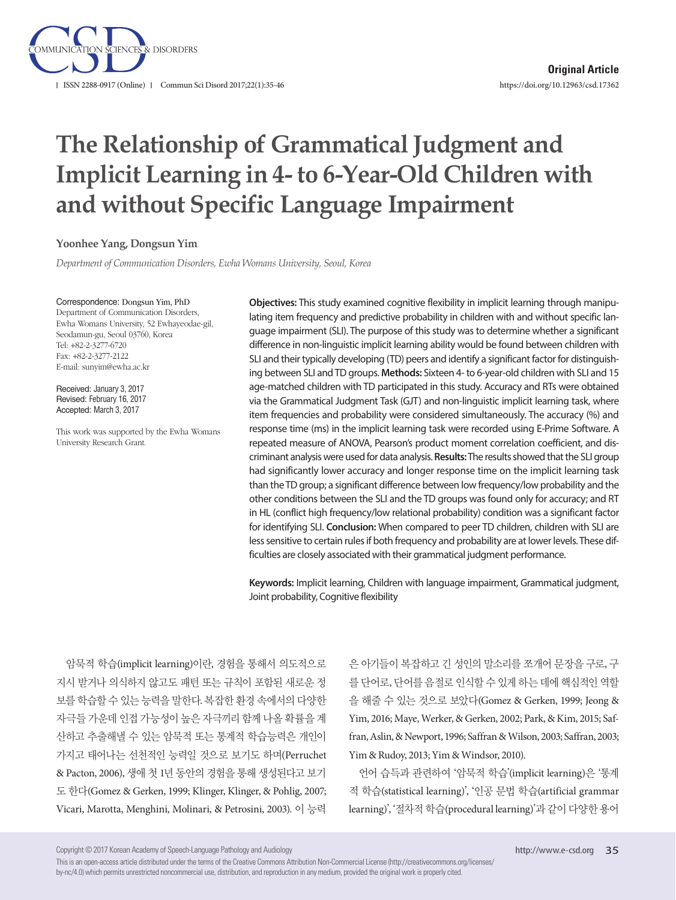Original Article

https://doi.org/10.12963/csd.17362

# The Relationship of Grammatical Judgment and Implicit Learning in 4- to 6-Year-Old Children with and without Specific Language Impairment

**Yoonhee Yang, Dongsun Yim**

*Department of Communication Disorders, Ewha Womans University, Seoul, Korea*

Correspondence: Dongsun Yim, PhD
Department of Communication Disorders, Ewha Womans University, 52 Ewhayeodae-gil, Seodamun-gu, Seoul 03760, Korea
Tel: +82-2-3277-6720
Fax: +82-2-3277-2122
E-mail: sunyim@ewha.ac.kr

Received: January 3, 2017
Revised: February 16, 2017
Accepted: March 3, 2017

This work was supported by the Ewha Womans University Research Grant.

**Objectives:** This study examined cognitive flexibility in implicit learning through manipulating item frequency and predictive probability in children with and without specific language impairment (SLI). The purpose of this study was to determine whether a significant difference in non-linguistic implicit learning ability would be found between children with SLI and their typically developing (TD) peers and identify a significant factor for distinguishing between SLI and TD groups. **Methods:** Sixteen 4- to 6-year-old children with SLI and 15 age-matched children with TD participated in this study. Accuracy and RTs were obtained via the Grammatical Judgment Task (GJT) and non-linguistic implicit learning task, where item frequencies and probability were considered simultaneously. The accuracy (%) and response time (ms) in the implicit learning task were recorded using E-Prime Software. A repeated measure of ANOVA, Pearson's product moment correlation coefficient, and discriminant analysis were used for data analysis. **Results:** The results showed that the SLI group had significantly lower accuracy and longer response time on the implicit learning task than the TD group; a significant difference between low frequency/low probability and the other conditions between the SLI and the TD groups was found only for accuracy; and RT in HL (conflict high frequency/low relational probability) condition was a significant factor for identifying SLI. **Conclusion:** When compared to peer TD children, children with SLI are less sensitive to certain rules if both frequency and probability are at lower levels. These difficulties are closely associated with their grammatical judgment performance.

**Keywords:** Implicit learning, Children with language impairment, Grammatical judgment, Joint probability, Cognitive flexibility

암묵적 학습(implicit learning)이란, 경험을 통해서 의도적으로 지시 받거나 의식하지 않고도 패턴 또는 규칙이 포함된 새로운 정보를 학습할 수 있는 능력을 말한다. 복잡한 환경 속에서의 다양한 자극들 가운데 인접 가능성이 높은 자극끼리 함께 나올 확률을 계산하고 추출해낼 수 있는 암묵적 또는 통계적 학습능력은 개인이 가지고 태어나는 선천적인 능력일 것으로 보기도 하며(Perruchet & Pacton, 2006), 생애 첫 1년 동안의 경험을 통해 생성된다고 보기도 한다(Gomez & Gerken, 1999; Klinger, Klinger, & Pohlig, 2007; Vicari, Marotta, Menghini, Molinari, & Petrosini, 2003). 이 능력은 아기들이 복잡하고 긴 성인의 말소리를 쪼개어 문장을 구로, 구를 단어로, 단어를 음절로 인식할 수 있게 하는 데에 핵심적인 역할을 해줄 수 있는 것으로 보았다(Gomez & Gerken, 1999; Jeong & Yim, 2016; Maye, Werker, & Gerken, 2002; Park, & Kim, 2015; Saffran, Aslin, & Newport, 1996; Saffran & Wilson, 2003; Saffran, 2003; Yim & Rudoy, 2013; Yim & Windsor, 2010).

언어 습득과 관련하여 '암묵적 학습'(implicit learning)은 '통계적 학습(statistical learning)', '인공 문법 학습(artificial grammar learning)', '절차적 학습(procedural learning)'과 같이 다양한 용어

Copyright © 2017 Korean Academy of Speech-Language Pathology and Audiology

This is an open-access article distributed under the terms of the Creative Commons Attribution Non-Commercial License (http://creativecommons.org/licenses/by-nc/4.0) which permits unrestricted noncommercial use, distribution, and reproduction in any medium, provided the original work is properly cited.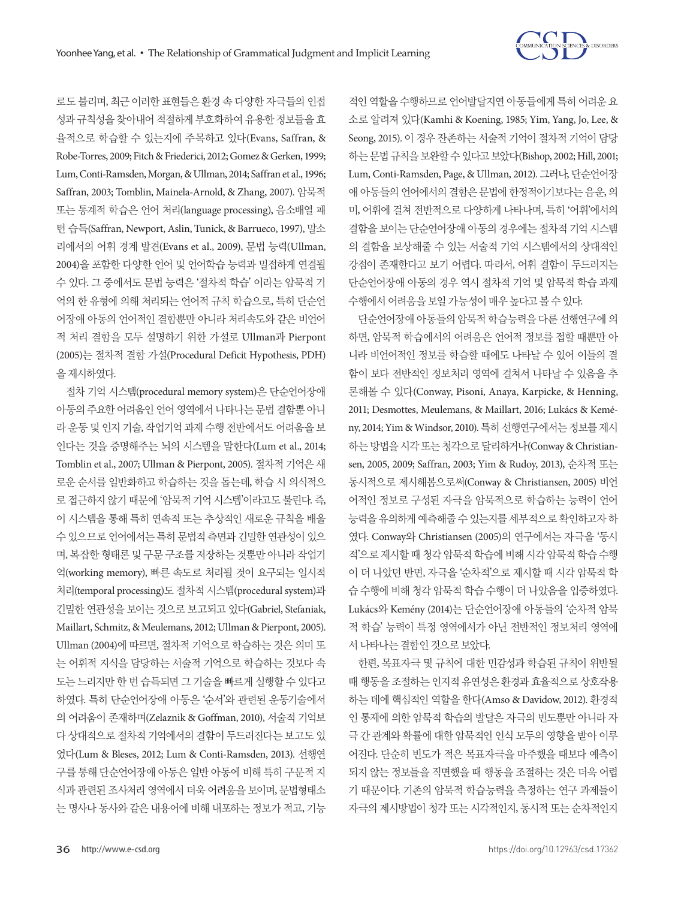로도 불리며, 최근 이러한 표현들은 환경 속 다양한 자극들의 인접성과 규칙성을 찾아내어 적절하게 부호화하여 유용한 정보들을 효율적으로 학습할 수 있는지에 주목하고 있다(Evans, Saffran, & Robe-Torres, 2009; Fitch & Friederici, 2012; Gomez & Gerken, 1999; Lum, Conti-Ramsden, Morgan, & Ullman, 2014; Saffran et al., 1996; Saffran, 2003; Tomblin, Mainela-Arnold, & Zhang, 2007). 암묵적 또는 통계적 학습은 언어 처리(language processing), 음소배열 패턴 습득(Saffran, Newport, Aslin, Tunick, & Barrueco, 1997), 말소리에서의 어휘 경계 발견(Evans et al., 2009), 문법 능력(Ullman, 2004)을 포함한 다양한 언어 및 언어학습 능력과 밀접하게 연결될 수 있다. 그 중에서도 문법 능력은 '절차적 학습' 이라는 암묵적 기억의 한 유형에 의해 처리되는 언어적 규칙 학습으로, 특히 단순언어장애 아동의 언어적인 결함뿐만 아니라 처리속도와 같은 비언어적 처리 결함을 모두 설명하기 위한 가설로 Ullman과 Pierpont (2005)는 절차적 결함 가설(Procedural Deficit Hypothesis, PDH)을 제시하였다.

절차 기억 시스템(procedural memory system)은 단순언어장애 아동의 주요한 어려움인 언어 영역에서 나타나는 문법 결함뿐 아니라 운동 및 인지 기술, 작업기억 과제 수행 전반에서도 어려움을 보인다는 것을 증명해주는 뇌의 시스템을 말한다(Lum et al., 2014; Tomblin et al., 2007; Ullman & Pierpont, 2005). 절차적 기억은 새로운 순서를 일반화하고 학습하는 것을 돕는데, 학습 시 의식적으로 접근하지 않기 때문에 '암묵적 기억 시스템'이라고도 불린다. 즉, 이 시스템을 통해 특히 연속적 또는 추상적인 새로운 규칙을 배울 수 있으므로 언어에서는 특히 문법적 측면과 긴밀한 연관성이 있으며, 복잡한 형태론 및 구문 구조를 저장하는 것뿐만 아니라 작업기억(working memory), 빠른 속도로 처리될 것이 요구되는 일시적 처리(temporal processing)도 절차적 시스템(procedural system)과 긴밀한 연관성을 보이는 것으로 보고되고 있다(Gabriel, Stefaniak, Maillart, Schmitz, & Meulemans, 2012; Ullman & Pierpont, 2005). Ullman (2004)에 따르면, 절차적 기억으로 학습하는 것은 의미 또는 어휘적 지식을 담당하는 서술적 기억으로 학습하는 것보다 속도는 느리지만 한 번 습득되면 그 기술을 빠르게 실행할 수 있다고 하였다. 특히 단순언어장애 아동은 '순서'와 관련된 운동기술에서의 어려움이 존재하며(Zelaznik & Goffman, 2010), 서술적 기억보다 상대적으로 절차적 기억에서의 결함이 두드러진다는 보고도 있었다(Lum & Bleses, 2012; Lum & Conti-Ramsden, 2013). 선행연구를 통해 단순언어장애 아동은 일반 아동에 비해 특히 구문적 지식과 관련된 조사처리 영역에서 더욱 어려움을 보이며, 문법형태소는 명사나 동사와 같은 내용어에 비해 내포하는 정보가 적고, 기능적인 역할을 수행하므로 언어발달지연 아동들에게 특히 어려운 요소로 알려져 있다(Kamhi & Koening, 1985; Yim, Yang, Jo, Lee, & Seong, 2015). 이 경우 잔존하는 서술적 기억이 절차적 기억이 담당하는 문법 규칙을 보완할 수 있다고 보았다(Bishop, 2002; Hill, 2001; Lum, Conti-Ramsden, Page, & Ullman, 2012). 그러나, 단순언어장애 아동들의 언어에서의 결함은 문법에 한정적이기보다는 음운, 의미, 어휘에 걸쳐 전반적으로 다양하게 나타나며, 특히 '어휘'에서의 결함을 보이는 단순언어장애 아동의 경우에는 절차적 기억 시스템의 결함을 보상해줄 수 있는 서술적 기억 시스템에서의 상대적인 강점이 존재한다고 보기 어렵다. 따라서, 어휘 결함이 두드러지는 단순언어장애 아동의 경우 역시 절차적 기억 및 암묵적 학습 과제 수행에서 어려움을 보일 가능성이 매우 높다고 볼 수 있다.

단순언어장애 아동들의 암묵적 학습능력을 다룬 선행연구에 의하면, 암묵적 학습에서의 어려움은 언어적 정보를 접할 때뿐만 아니라 비언어적인 정보를 학습할 때에도 나타날 수 있어 이들의 결함이 보다 전반적인 정보처리 영역에 걸쳐서 나타날 수 있음을 추론해볼 수 있다(Conway, Pisoni, Anaya, Karpicke, & Henning, 2011; Desmottes, Meulemans, & Maillart, 2016; Lukács & Kemény, 2014; Yim & Windsor, 2010). 특히 선행연구에서는 정보를 제시하는 방법을 시각 또는 청각으로 달리하거나(Conway & Christiansen, 2005, 2009; Saffran, 2003; Yim & Rudoy, 2013), 순차적 또는 동시적으로 제시해봄으로써(Conway & Christiansen, 2005) 비언어적인 정보로 구성된 자극을 암묵적으로 학습하는 능력이 언어능력을 유의하게 예측해줄 수 있는지를 세부적으로 확인하고자 하였다. Conway와 Christiansen (2005)의 연구에서는 자극을 '동시적'으로 제시할 때 청각 암묵적 학습에 비해 시각 암묵적 학습 수행이 더 나았던 반면, 자극을 '순차적'으로 제시할 때 시각 암묵적 학습 수행에 비해 청각 암묵적 학습 수행이 더 나았음을 입증하였다. Lukács와 Kemény (2014)는 단순언어장애 아동들의 '순차적 암묵적 학습' 능력이 특정 영역에서가 아닌 전반적인 정보처리 영역에서 나타나는 결함인 것으로 보았다.

한편, 목표자극 및 규칙에 대한 민감성과 학습된 규칙이 위반될 때 행동을 조절하는 인지적 유연성은 환경과 효율적으로 상호작용하는 데에 핵심적인 역할을 한다(Amso & Davidow, 2012). 환경적인 통제에 의한 암묵적 학습의 발달은 자극의 빈도뿐만 아니라 자극 간 관계와 확률에 대한 암묵적인 인식 모두의 영향을 받아 이루어진다. 단순히 빈도가 적은 목표자극을 마주했을 때보다 예측이 되지 않는 정보들을 직면했을 때 행동을 조절하는 것은 더욱 어렵기 때문이다. 기존의 암묵적 학습능력을 측정하는 연구 과제들이 자극의 제시방법이 청각 또는 시각적인지, 동시적 또는 순차적인지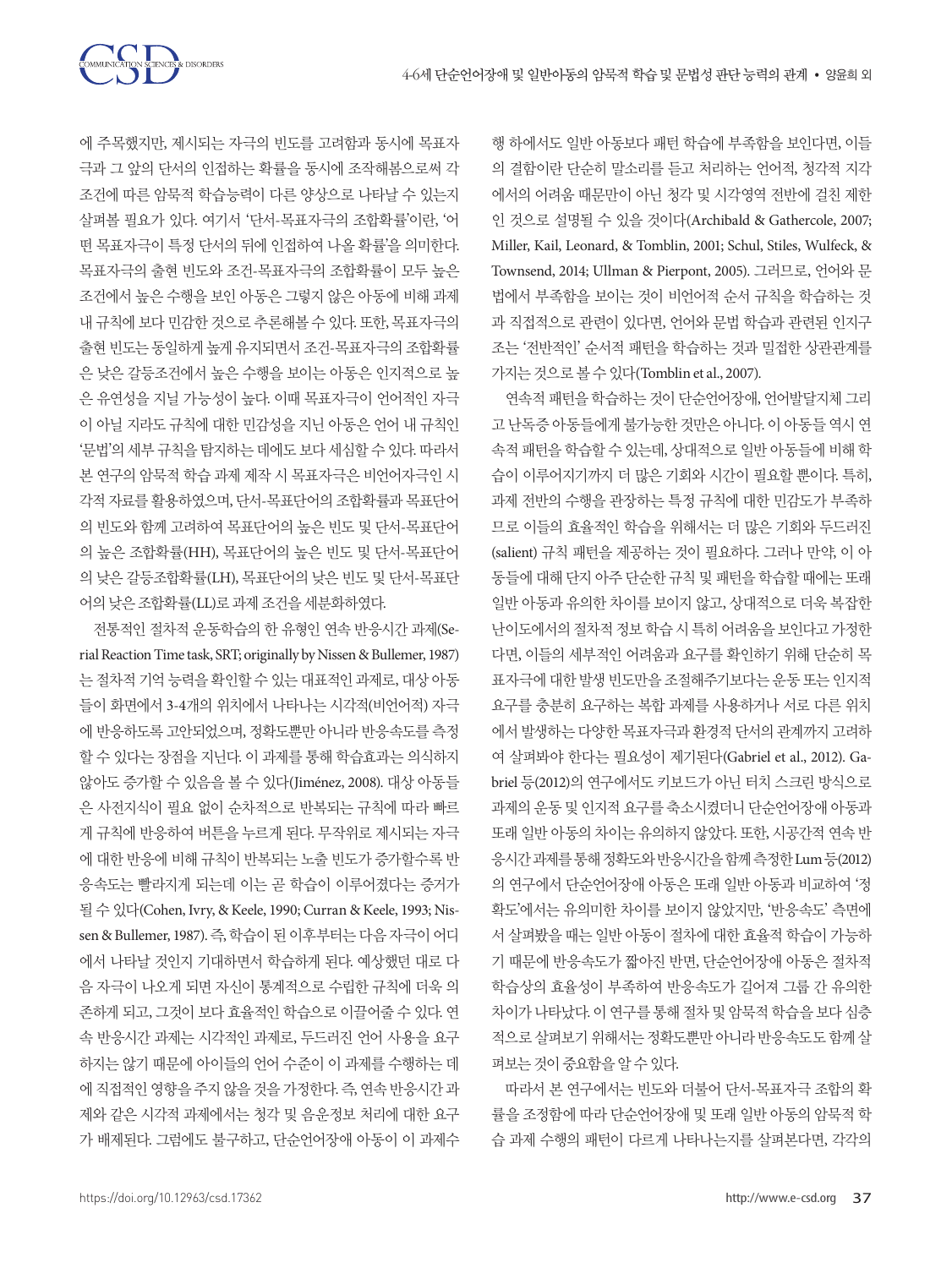에 주목했지만, 제시되는 자극의 빈도를 고려함과 동시에 목표자극과 그 앞의 단서의 인접하는 확률을 동시에 조작해봄으로써 각 조건에 따른 암묵적 학습능력이 다른 양상으로 나타날 수 있는지 살펴볼 필요가 있다. 여기서 '단서-목표자극의 조합확률'이란, '어떤 목표자극이 특정 단서의 뒤에 인접하여 나올 확률'을 의미한다. 목표자극의 출현 빈도와 조건-목표자극의 조합확률이 모두 높은 조건에서 높은 수행을 보인 아동은 그렇지 않은 아동에 비해 과제 내 규칙에 보다 민감한 것으로 추론해볼 수 있다. 또한, 목표자극의 출현 빈도는 동일하게 높게 유지되면서 조건-목표자극의 조합확률은 낮은 갈등조건에서 높은 수행을 보이는 아동은 인지적으로 높은 유연성을 지닐 가능성이 높다. 이때 목표자극이 언어적인 자극이 아닐 지라도 규칙에 대한 민감성을 지닌 아동은 언어 내 규칙인 '문법'의 세부 규칙을 탐지하는 데에도 보다 세심할 수 있다. 따라서 본 연구의 암묵적 학습 과제 제작 시 목표자극은 비언어자극인 시각적 자료를 활용하였으며, 단서-목표단어의 조합확률과 목표단어의 빈도와 함께 고려하여 목표단어의 높은 빈도 및 단서-목표단어의 높은 조합확률(HH), 목표단어의 높은 빈도 및 단서-목표단어의 낮은 갈등조합확률(LH), 목표단어의 낮은 빈도 및 단서-목표단어의 낮은 조합확률(LL)로 과제 조건을 세분화하였다.

전통적인 절차적 운동학습의 한 유형인 연속 반응시간 과제(Serial Reaction Time task, SRT; originally by Nissen & Bullemer, 1987)는 절차적 기억 능력을 확인할 수 있는 대표적인 과제로, 대상 아동들이 화면에서 3-4개의 위치에서 나타나는 시각적(비언어적) 자극에 반응하도록 고안되었으며, 정확도뿐만 아니라 반응속도를 측정할 수 있다는 장점을 지닌다. 이 과제를 통해 학습효과는 의식하지 않아도 증가할 수 있음을 볼 수 있다(Jiménez, 2008). 대상 아동들은 사전지식이 필요 없이 순차적으로 반복되는 규칙에 따라 빠르게 규칙에 반응하여 버튼을 누르게 된다. 무작위로 제시되는 자극에 대한 반응에 비해 규칙이 반복되는 노출 빈도가 증가할수록 반응속도는 빨라지게 되는데 이는 곧 학습이 이루어졌다는 증거가 될 수 있다(Cohen, Ivry, & Keele, 1990; Curran & Keele, 1993; Nissen & Bullemer, 1987). 즉, 학습이 된 이후부터는 다음 자극이 어디에서 나타날 것인지 기대하면서 학습하게 된다. 예상했던 대로 다음 자극이 나오게 되면 자신이 통계적으로 수립한 규칙에 더욱 의존하게 되고, 그것이 보다 효율적인 학습으로 이끌어줄 수 있다. 연속 반응시간 과제는 시각적인 과제로, 두드러진 언어 사용을 요구하지는 않기 때문에 아이들의 언어 수준이 이 과제를 수행하는 데에 직접적인 영향을 주지 않을 것을 가정한다. 즉, 연속 반응시간 과제와 같은 시각적 과제에서는 청각 및 음운정보 처리에 대한 요구가 배제된다. 그럼에도 불구하고, 단순언어장애 아동이 이 과제수행 하에서도 일반 아동보다 패턴 학습에 부족함을 보인다면, 이들의 결함이란 단순히 말소리를 듣고 처리하는 언어적, 청각적 지각에서의 어려움 때문만이 아닌 청각 및 시각영역 전반에 걸친 제한인 것으로 설명될 수 있을 것이다(Archibald & Gathercole, 2007; Miller, Kail, Leonard, & Tomblin, 2001; Schul, Stiles, Wulfeck, & Townsend, 2014; Ullman & Pierpont, 2005). 그러므로, 언어와 문법에서 부족함을 보이는 것이 비언어적 순서 규칙을 학습하는 것과 직접적으로 관련이 있다면, 언어와 문법 학습과 관련된 인지구조는 '전반적인' 순서적 패턴을 학습하는 것과 밀접한 상관관계를 가지는 것으로 볼 수 있다(Tomblin et al., 2007).

연속적 패턴을 학습하는 것이 단순언어장애, 언어발달지체 그리고 난독증 아동들에게 불가능한 것만은 아니다. 이 아동들 역시 연속적 패턴을 학습할 수 있는데, 상대적으로 일반 아동들에 비해 학습이 이루어지기까지 더 많은 기회와 시간이 필요할 뿐이다. 특히, 과제 전반의 수행을 관장하는 특정 규칙에 대한 민감도가 부족하므로 이들의 효율적인 학습을 위해서는 더 많은 기회와 두드러진(salient) 규칙 패턴을 제공하는 것이 필요하다. 그러나 만약, 이 아동들에 대해 단지 아주 단순한 규칙 및 패턴을 학습할 때에는 또래 일반 아동과 유의한 차이를 보이지 않고, 상대적으로 더욱 복잡한 난이도에서의 절차적 정보 학습 시 특히 어려움을 보인다고 가정한다면, 이들의 세부적인 어려움과 요구를 확인하기 위해 단순히 목표자극에 대한 발생 빈도만을 조절해주기보다는 운동 또는 인지적 요구를 충분히 요구하는 복합 과제를 사용하거나 서로 다른 위치에서 발생하는 다양한 목표자극과 환경적 단서의 관계까지 고려하여 살펴봐야 한다는 필요성이 제기된다(Gabriel et al., 2012). Gabriel 등(2012)의 연구에서도 키보드가 아닌 터치 스크린 방식으로 과제의 운동 및 인지적 요구를 축소시켰더니 단순언어장애 아동과 또래 일반 아동의 차이는 유의하지 않았다. 또한, 시공간적 연속 반응시간 과제를 통해 정확도와 반응시간을 함께 측정한 Lum 등(2012)의 연구에서 단순언어장애 아동은 또래 일반 아동과 비교하여 '정확도'에서는 유의미한 차이를 보이지 않았지만, '반응속도' 측면에서 살펴봤을 때는 일반 아동이 절차에 대한 효율적 학습이 가능하기 때문에 반응속도가 짧아진 반면, 단순언어장애 아동은 절차적 학습상의 효율성이 부족하여 반응속도가 길어져 그룹 간 유의한 차이가 나타났다. 이 연구를 통해 절차 및 암묵적 학습을 보다 심층적으로 살펴보기 위해서는 정확도뿐만 아니라 반응속도도 함께 살펴보는 것이 중요함을 알 수 있다.

따라서 본 연구에서는 빈도와 더불어 단서-목표자극 조합의 확률을 조정함에 따라 단순언어장애 및 또래 일반 아동의 암묵적 학습 과제 수행의 패턴이 다르게 나타나는지를 살펴본다면, 각각의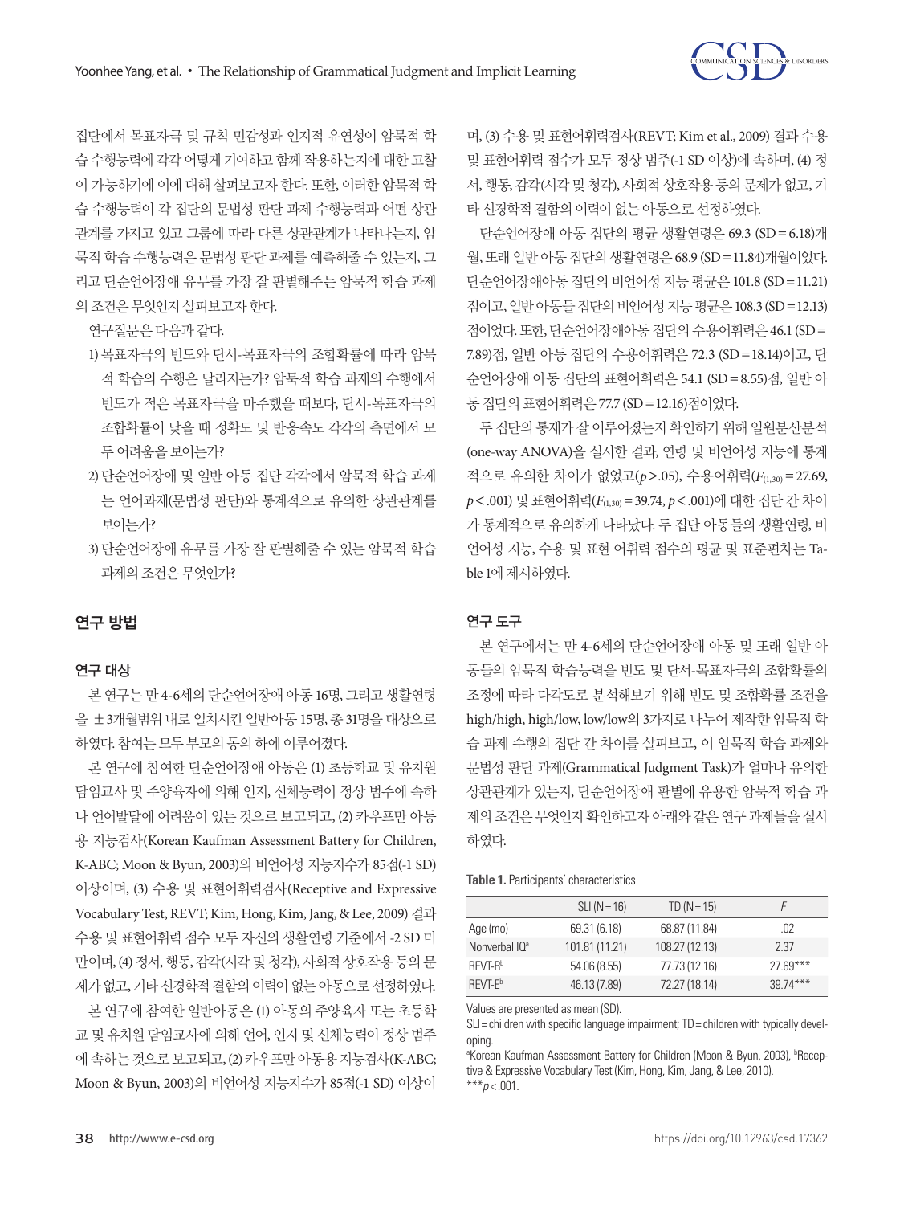집단에서 목표자극 및 규칙 민감성과 인지적 유연성이 암묵적 학습 수행능력에 각각 어떻게 기여하고 함께 작용하는지에 대한 고찰이 가능하기에 이에 대해 살펴보고자 한다. 또한, 이러한 암묵적 학습 수행능력이 각 집단의 문법성 판단 과제 수행능력과 어떤 상관관계를 가지고 있고 그룹에 따라 다른 상관관계가 나타나는지, 암묵적 학습 수행능력은 문법성 판단 과제를 예측해줄 수 있는지, 그리고 단순언어장애 유무를 가장 잘 판별해주는 암묵적 학습 과제의 조건은 무엇인지 살펴보고자 한다.

연구질문은 다음과 같다.

1) 목표자극의 빈도와 단서-목표자극의 조합확률에 따라 암묵적 학습의 수행은 달라지는가? 암묵적 학습 과제의 수행에서 빈도가 적은 목표자극을 마주했을 때보다, 단서-목표자극의 조합확률이 낮을 때 정확도 및 반응속도 각각의 측면에서 모두 어려움을 보이는가?
2) 단순언어장애 및 일반 아동 집단 각각에서 암묵적 학습 과제는 언어과제(문법성 판단)와 통계적으로 유의한 상관관계를 보이는가?
3) 단순언어장애 유무를 가장 잘 판별해줄 수 있는 암묵적 학습 과제의 조건은 무엇인가?

## 연구 방법

### 연구 대상

본 연구는 만 4-6세의 단순언어장애 아동 16명, 그리고 생활연령을 ±3개월범위 내로 일치시킨 일반아동 15명, 총 31명을 대상으로 하였다. 참여는 모두 부모의 동의 하에 이루어졌다.

본 연구에 참여한 단순언어장애 아동은 (1) 초등학교 및 유치원 담임교사 및 주양육자에 의해 인지, 신체능력이 정상 범주에 속하나 언어발달에 어려움이 있는 것으로 보고되고, (2) 카우프만 아동용 지능검사(Korean Kaufman Assessment Battery for Children, K-ABC; Moon & Byun, 2003)의 비언어성 지능지수가 85점(-1 SD) 이상이며, (3) 수용 및 표현어휘력검사(Receptive and Expressive Vocabulary Test, REVT; Kim, Hong, Kim, Jang, & Lee, 2009) 결과 수용 및 표현어휘력 점수 모두 자신의 생활연령 기준에서 -2 SD 미만이며, (4) 정서, 행동, 감각(시각 및 청각), 사회적 상호작용 등의 문제가 없고, 기타 신경학적 결함의 이력이 없는 아동으로 선정하였다.

본 연구에 참여한 일반아동은 (1) 아동의 주양육자 또는 초등학교 및 유치원 담임교사에 의해 언어, 인지 및 신체능력이 정상 범주에 속하는 것으로 보고되고, (2) 카우프만 아동용 지능검사(K-ABC; Moon & Byun, 2003)의 비언어성 지능지수가 85점(-1 SD) 이상이며, (3) 수용 및 표현어휘력검사(REVT; Kim et al., 2009) 결과 수용 및 표현어휘력 점수가 모두 정상 범주(-1 SD 이상)에 속하며, (4) 정서, 행동, 감각(시각 및 청각), 사회적 상호작용 등의 문제가 없고, 기타 신경학적 결함의 이력이 없는 아동으로 선정하였다.

단순언어장애 아동 집단의 평균 생활연령은 69.3 (SD = 6.18)개월, 또래 일반 아동 집단의 생활연령은 68.9 (SD = 11.84)개월이었다. 단순언어장애아동 집단의 비언어성 지능 평균은 101.8 (SD = 11.21)점이고, 일반 아동들 집단의 비언어성 지능 평균은 108.3 (SD = 12.13)점이었다. 또한, 단순언어장애아동 집단의 수용어휘력은 46.1 (SD = 7.89)점, 일반 아동 집단의 수용어휘력은 72.3 (SD = 18.14)이고, 단순언어장애 아동 집단의 표현어휘력은 54.1 (SD = 8.55)점, 일반 아동 집단의 표현어휘력은 77.7 (SD = 12.16)점이었다.

두 집단의 통제가 잘 이루어졌는지 확인하기 위해 일원분산분석(one-way ANOVA)을 실시한 결과, 연령 및 비언어성 지능에 통계적으로 유의한 차이가 없었고($p > .05$), 수용어휘력($F_{(1,30)} = 27.69$, $p < .001$) 및 표현어휘력($F_{(1,30)} = 39.74$, $p < .001$)에 대한 집단 간 차이가 통계적으로 유의하게 나타났다. 두 집단 아동들의 생활연령, 비언어성 지능, 수용 및 표현 어휘력 점수의 평균 및 표준편차는 Table 1에 제시하였다.

**Table 1.** Participants' characteristics

| | SLI (N = 16) | TD (N = 15) | F |
|---|---|---|---|
| Age (mo) | 69.31 (6.18) | 68.87 (11.84) | .02 |
| Nonverbal IQ[a] | 101.81 (11.21) | 108.27 (12.13) | 2.37 |
| REVT-R[b] | 54.06 (8.55) | 77.73 (12.16) | 27.69*** |
| REVT-E[b] | 46.13 (7.89) | 72.27 (18.14) | 39.74*** |

Values are presented as mean (SD).

SLI = children with specific language impairment; TD = children with typically developing.

[a]Korean Kaufman Assessment Battery for Children (Moon & Byun, 2003), [b]Receptive & Expressive Vocabulary Test (Kim, Hong, Kim, Jang, & Lee, 2010).

***$p < .001$.

### 연구 도구

본 연구에서는 만 4-6세의 단순언어장애 아동 및 또래 일반 아동들의 암묵적 학습능력을 빈도 및 단서-목표자극의 조합확률의 조정에 따라 다각도로 분석해보기 위해 빈도 및 조합확률 조건을 high/high, high/low, low/low의 3가지로 나누어 제작한 암묵적 학습 과제 수행의 집단 간 차이를 살펴보고, 이 암묵적 학습 과제와 문법성 판단 과제(Grammatical Judgment Task)가 얼마나 유의한 상관관계가 있는지, 단순언어장애 판별에 유용한 암묵적 학습 과제의 조건은 무엇인지 확인하고자 아래와 같은 연구 과제들을 실시하였다.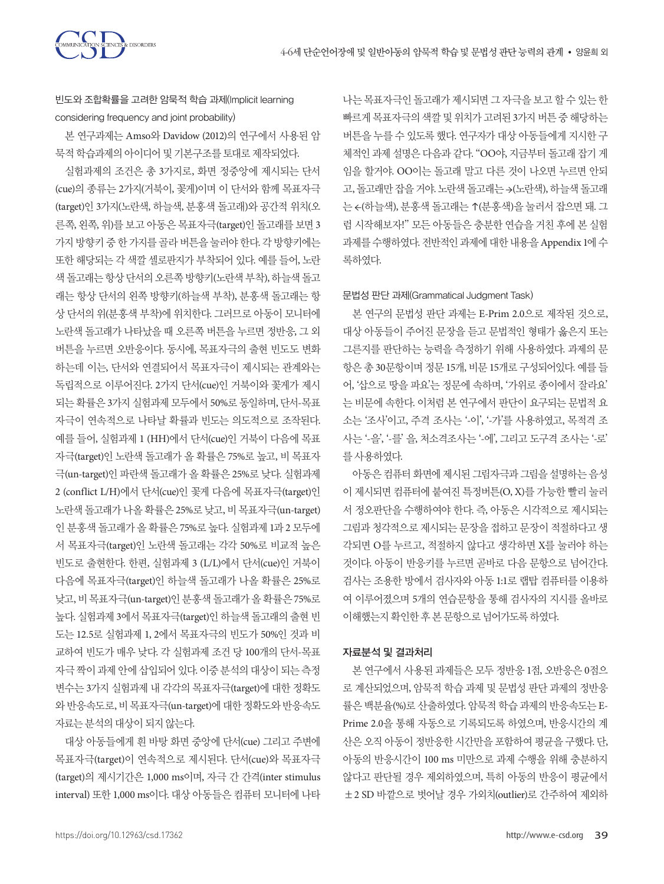#### 빈도와 조합확률을 고려한 암묵적 학습 과제(Implicit learning considering frequency and joint probability)

본 연구과제는 Amso와 Davidow (2012)의 연구에서 사용된 암묵적 학습과제의 아이디어 및 기본구조를 토대로 제작되었다.

실험과제의 조건은 총 3가지로, 화면 정중앙에 제시되는 단서(cue)의 종류는 2가지(거북이, 꽃게)이며 이 단서와 함께 목표자극(target)인 3가지(노란색, 하늘색, 분홍색 돌고래)와 공간적 위치(오른쪽, 왼쪽, 위)를 보고 아동은 목표자극(target)인 돌고래를 보면 3가지 방향키 중 한 가지를 골라 버튼을 눌러야 한다. 각 방향키에는 또한 해당되는 각 색깔 셀로판지가 부착되어 있다. 예를 들어, 노란색 돌고래는 항상 단서의 오른쪽 방향키(노란색 부착), 하늘색 돌고래는 항상 단서의 왼쪽 방향키(하늘색 부착), 분홍색 돌고래는 항상 단서의 위(분홍색 부착)에 위치한다. 그러므로 아동이 모니터에 노란색 돌고래가 나타났을 때 오른쪽 버튼을 누르면 정반응, 그 외 버튼을 누르면 오반응이다. 동시에, 목표자극의 출현 빈도도 변화하는데 이는, 단서와 연결되어서 목표자극이 제시되는 관계와는 독립적으로 이루어진다. 2가지 단서(cue)인 거북이와 꽃게가 제시되는 확률은 3가지 실험과제 모두에서 50%로 동일하며, 단서-목표자극이 연속적으로 나타날 확률과 빈도는 의도적으로 조작된다. 예를 들어, 실험과제 1 (HH)에서 단서(cue)인 거북이 다음에 목표자극(target)인 노란색 돌고래가 올 확률은 75%로 높고, 비 목표자극(un-target)인 파란색 돌고래가 올 확률은 25%로 낮다. 실험과제 2 (conflict L/H)에서 단서(cue)인 꽃게 다음에 목표자극(target)인 노란색 돌고래가 나올 확률은 25%로 낮고, 비 목표자극(un-target)인 분홍색 돌고래가 올 확률은 75%로 높다. 실험과제 1과 2 모두에서 목표자극(target)인 노란색 돌고래는 각각 50%로 비교적 높은 빈도로 출현한다. 한편, 실험과제 3 (L/L)에서 단서(cue)인 거북이 다음에 목표자극(target)인 하늘색 돌고래가 나올 확률은 25%로 낮고, 비 목표자극(un-target)인 분홍색 돌고래가 올 확률은 75%로 높다. 실험과제 3에서 목표자극(target)인 하늘색 돌고래의 출현 빈도는 12.5로 실험과제 1, 2에서 목표자극의 빈도가 50%인 것과 비교하여 빈도가 매우 낮다. 각 실험과제 조건 당 100개의 단서-목표자극 짝이 과제 안에 삽입되어 있다. 이중 분석의 대상이 되는 측정변수는 3가지 실험과제 내 각각의 목표자극(target)에 대한 정확도와 반응속도로, 비 목표자극(un-target)에 대한 정확도와 반응속도 자료는 분석의 대상이 되지 않는다.

대상 아동들에게 흰 바탕 화면 중앙에 단서(cue) 그리고 주변에 목표자극(target)이 연속적으로 제시된다. 단서(cue)와 목표자극(target)의 제시기간은 1,000 ms이며, 자극 간 간격(inter stimulus interval) 또한 1,000 ms이다. 대상 아동들은 컴퓨터 모니터에 나타나는 목표자극인 돌고래가 제시되면 그 자극을 보고 할 수 있는 한 빠르게 목표자극의 색깔 및 위치가 고려된 3가지 버튼 중 해당하는 버튼을 누를 수 있도록 했다. 연구자가 대상 아동들에게 지시한 구체적인 과제 설명은 다음과 같다. “OO야, 지금부터 돌고래 잡기 게임을 할거야. OO이는 돌고래 말고 다른 것이 나오면 누르면 안되고, 돌고래만 잡을 거야. 노란색 돌고래는 →(노란색), 하늘색 돌고래는 ←(하늘색), 분홍색 돌고래는 ↑(분홍색)을 눌러서 잡으면 돼. 그럼 시작해보자!” 모든 아동들은 충분한 연습을 거친 후에 본 실험과제를 수행하였다. 전반적인 과제에 대한 내용을 Appendix 1에 수록하였다.

#### 문법성 판단 과제(Grammatical Judgment Task)

본 연구의 문법성 판단 과제는 E-Prim 2.0으로 제작된 것으로, 대상 아동들이 주어진 문장을 듣고 문법적인 형태가 옳은지 또는 그른지를 판단하는 능력을 측정하기 위해 사용하였다. 과제의 문항은 총 30문항이며 정문 15개, 비문 15개로 구성되어있다. 예를 들어, ‘삽으로 땅을 파요’는 정문에 속하며, ‘가위로 종이에서 잘라요’는 비문에 속한다. 이처럼 본 연구에서 판단이 요구되는 문법적 요소는 ‘조사’이고, 주격 조사는 ‘-이’, ‘-가’를 사용하였고, 목적격 조사는 ‘-을’, ‘-를’ 을, 처소격조사는 ‘-에’, 그리고 도구격 조사는 ‘-로’를 사용하였다.

아동은 컴퓨터 화면에 제시된 그림자극과 그림을 설명하는 음성이 제시되면 컴퓨터에 붙여진 특정버튼(O, X)를 가능한 빨리 눌러서 정오판단을 수행하여야 한다. 즉, 아동은 시각적으로 제시되는 그림과 청각적으로 제시되는 문장을 접하고 문장이 적절하다고 생각되면 O를 누르고, 적절하지 않다고 생각하면 X를 눌러야 하는 것이다. 아동이 반응키를 누르면 곧바로 다음 문항으로 넘어간다. 검사는 조용한 방에서 검사자와 아동 1:1로 랩탑 컴퓨터를 이용하여 이루어졌으며 5개의 연습문항을 통해 검사자의 지시를 올바로 이해했는지 확인한 후 본 문항으로 넘어가도록 하였다.

### 자료분석 및 결과처리

본 연구에서 사용된 과제들은 모두 정반응 1점, 오반응은 0점으로 계산되었으며, 암묵적 학습 과제 및 문법성 판단 과제의 정반응률은 백분율(%)로 산출하였다. 암묵적 학습 과제의 반응속도는 E-Prime 2.0을 통해 자동으로 기록되도록 하였으며, 반응시간의 계산은 오직 아동이 정반응한 시간만을 포함하여 평균을 구했다. 단, 아동의 반응시간이 100 ms 미만으로 과제 수행을 위해 충분하지 않다고 판단될 경우 제외하였으며, 특히 아동의 반응이 평균에서 ±2 SD 바깥으로 벗어날 경우 가외치(outlier)로 간주하여 제외하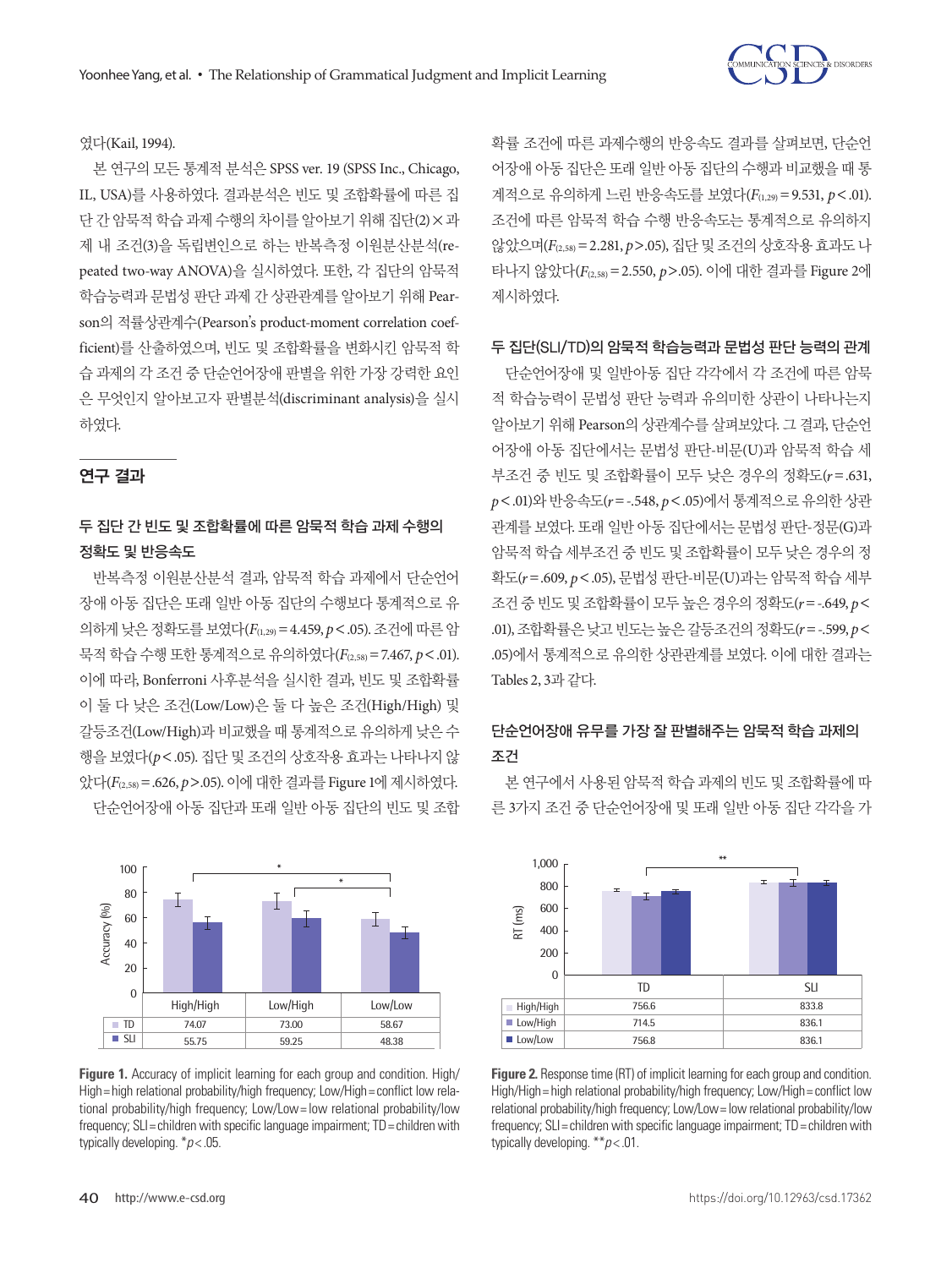였다(Kail, 1994).

본 연구의 모든 통계적 분석은 SPSS ver. 19 (SPSS Inc., Chicago, IL, USA)를 사용하였다. 결과분석은 빈도 및 조합확률에 따른 집단 간 암묵적 학습 과제 수행의 차이를 알아보기 위해 집단(2)×과제 내 조건(3)을 독립변인으로 하는 반복측정 이원분산분석(repeated two-way ANOVA)을 실시하였다. 또한, 각 집단의 암묵적 학습능력과 문법성 판단 과제 간 상관관계를 알아보기 위해 Pearson의 적률상관계수(Pearson's product-moment correlation coefficient)를 산출하였으며, 빈도 및 조합확률을 변화시킨 암묵적 학습 과제의 각 조건 중 단순언어장애 판별을 위한 가장 강력한 요인은 무엇인지 알아보고자 판별분석(discriminant analysis)을 실시하였다.

## 연구 결과

### 두 집단 간 빈도 및 조합확률에 따른 암묵적 학습 과제 수행의 정확도 및 반응속도

반복측정 이원분산분석 결과, 암묵적 학습 과제에서 단순언어장애 아동 집단은 또래 일반 아동 집단의 수행보다 통계적으로 유의하게 낮은 정확도를 보였다($F_{(1,29)}$ = 4.459, $p$ < .05). 조건에 따른 암묵적 학습 수행 또한 통계적으로 유의하였다($F_{(2,58)}$ = 7.467, $p$ < .01). 이에 따라, Bonferroni 사후분석을 실시한 결과, 빈도 및 조합확률이 둘 다 낮은 조건(Low/Low)은 둘 다 높은 조건(High/High) 및 갈등조건(Low/High)과 비교했을 때 통계적으로 유의하게 낮은 수행을 보였다($p$ < .05). 집단 및 조건의 상호작용 효과는 나타나지 않았다($F_{(2,58)}$ = .626, $p$ > .05). 이에 대한 결과를 Figure 1에 제시하였다.

단순언어장애 아동 집단과 또래 일반 아동 집단의 빈도 및 조합확률 조건에 따른 과제수행의 반응속도 결과를 살펴보면, 단순언어장애 아동 집단은 또래 일반 아동 집단의 수행과 비교했을 때 통계적으로 유의하게 느린 반응속도를 보였다($F_{(1,29)}$ = 9.531, $p$ < .01). 조건에 따른 암묵적 학습 수행 반응속도는 통계적으로 유의하지 않았으며($F_{(2,58)}$ = 2.281, $p$ > .05), 집단 및 조건의 상호작용 효과도 나타나지 않았다($F_{(2,58)}$ = 2.550, $p$ > .05). 이에 대한 결과를 Figure 2에 제시하였다.

### 두 집단(SLI/TD)의 암묵적 학습능력과 문법성 판단 능력의 관계

단순언어장애 및 일반아동 집단 각각에서 각 조건에 따른 암묵적 학습능력이 문법성 판단 능력과 유의미한 상관이 나타나는지 알아보기 위해 Pearson의 상관계수를 살펴보았다. 그 결과, 단순언어장애 아동 집단에서는 문법성 판단-비문(U)과 암묵적 학습 세부조건 중 빈도 및 조합확률이 모두 낮은 경우의 정확도($r$ = .631, $p$ < .01)와 반응속도($r$ = -.548, $p$ < .05)에서 통계적으로 유의한 상관관계를 보였다. 또래 일반 아동 집단에서는 문법성 판단-정문(G)과 암묵적 학습 세부조건 중 빈도 및 조합확률이 모두 낮은 경우의 정확도($r$ = .609, $p$ < .05), 문법성 판단-비문(U)과는 암묵적 학습 세부조건 중 빈도 및 조합확률이 모두 높은 경우의 정확도($r$ = -.649, $p$ < .01), 조합확률은 낮고 빈도는 높은 갈등조건의 정확도($r$ = -.599, $p$ < .05)에서 통계적으로 유의한 상관관계를 보였다. 이에 대한 결과는 Tables 2, 3과 같다.

### 단순언어장애 유무를 가장 잘 판별해주는 암묵적 학습 과제의 조건

본 연구에서 사용된 암묵적 학습 과제의 빈도 및 조합확률에 따른 3가지 조건 중 단순언어장애 및 또래 일반 아동 집단 각각을 가

| | High/High | Low/High | Low/Low |
|---|---|---|---|
| TD | 74.07 | 73.00 | 58.67 |
| SLI | 55.75 | 59.25 | 48.38 |

**Figure 1.** Accuracy of implicit learning for each group and condition. High/High = high relational probability/high frequency; Low/High = conflict low relational probability/high frequency; Low/Low = low relational probability/low frequency; SLI = children with specific language impairment; TD = children with typically developing. *$p$ < .05.

| | TD | SLI |
|---|---|---|
| High/High | 756.6 | 833.8 |
| Low/High | 714.5 | 836.1 |
| Low/Low | 756.8 | 836.1 |

**Figure 2.** Response time (RT) of implicit learning for each group and condition. High/High = high relational probability/high frequency; Low/High = conflict low relational probability/high frequency; Low/Low = low relational probability/low frequency; SLI = children with specific language impairment; TD = children with typically developing. **$p$ < .01.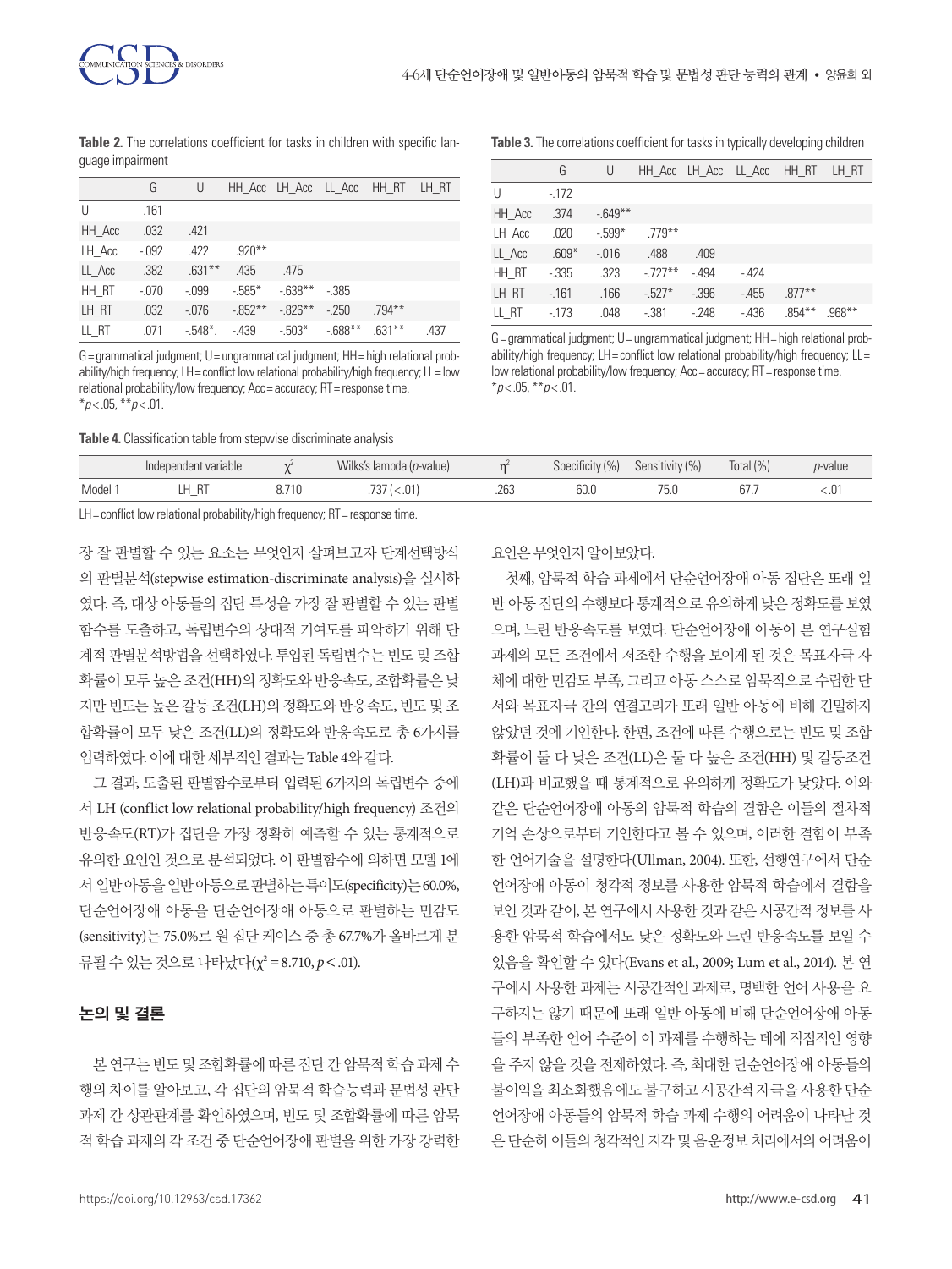**Table 2.** The correlations coefficient for tasks in children with specific language impairment

| | G | U | HH_Acc | LH_Acc | LL_Acc | HH_RT | LH_RT |
|---|---|---|---|---|---|---|---|
| U | .161 | | | | | | |
| HH_Acc | .032 | .421 | | | | | |
| LH_Acc | -.092 | .422 | .920** | | | | |
| LL_Acc | .382 | .631** | .435 | .475 | | | |
| HH_RT | -.070 | -.099 | -.585* | -.638** | -.385 | | |
| LH_RT | .032 | -.076 | -.852** | -.826** | -.250 | .794** | |
| LL_RT | .071 | -.548*. | -.439 | -.503* | -.688** | .631** | .437 |

G = grammatical judgment; U = ungrammatical judgment; HH = high relational probability/high frequency; LH = conflict low relational probability/high frequency; LL = low relational probability/low frequency; Acc = accuracy; RT = response time.
*$p$ < .05, **$p$ < .01.

**Table 3.** The correlations coefficient for tasks in typically developing children

| | G | U | HH_Acc | LH_Acc | LL_Acc | HH_RT | LH_RT |
|---|---|---|---|---|---|---|---|
| U | -.172 | | | | | | |
| HH_Acc | .374 | -.649** | | | | | |
| LH_Acc | .020 | -.599* | .779** | | | | |
| LL_Acc | .609* | -.016 | .488 | .409 | | | |
| HH_RT | -.335 | .323 | -.727** | -.494 | -.424 | | |
| LH_RT | -.161 | .166 | -.527* | -.396 | -.455 | .877** | |
| LL_RT | -.173 | .048 | -.381 | -.248 | -.436 | .854** | .968** |

G = grammatical judgment; U = ungrammatical judgment; HH = high relational probability/high frequency; LH = conflict low relational probability/high frequency; LL = low relational probability/low frequency; Acc = accuracy; RT = response time.
*$p$ < .05, **$p$ < .01.

**Table 4.** Classification table from stepwise discriminate analysis

| | Independent variable | $\chi^2$ | Wilks's lambda ($p$-value) | $\eta^2$ | Specificity (%) | Sensitivity (%) | Total (%) | $p$-value |
|---|---|---|---|---|---|---|---|---|
| Model 1 | LH_RT | 8.710 | .737 (< .01) | .263 | 60.0 | 75.0 | 67.7 | < .01 |

LH = conflict low relational probability/high frequency; RT = response time.

장 잘 판별할 수 있는 요소는 무엇인지 살펴보고자 단계선택방식의 판별분석(stepwise estimation-discriminate analysis)을 실시하였다. 즉, 대상 아동들의 집단 특성을 가장 잘 판별할 수 있는 판별함수를 도출하고, 독립변수의 상대적 기여도를 파악하기 위해 단계적 판별분석방법을 선택하였다. 투입된 독립변수는 빈도 및 조합확률이 모두 높은 조건(HH)의 정확도와 반응속도, 조합확률은 낮지만 빈도는 높은 갈등 조건(LH)의 정확도와 반응속도, 빈도 및 조합확률이 모두 낮은 조건(LL)의 정확도와 반응속도로 총 6가지를 입력하였다. 이에 대한 세부적인 결과는 Table 4와 같다.

그 결과, 도출된 판별함수로부터 입력된 6가지의 독립변수 중에서 LH (conflict low relational probability/high frequency) 조건의 반응속도(RT)가 집단을 가장 정확히 예측할 수 있는 통계적으로 유의한 요인인 것으로 분석되었다. 이 판별함수에 의하면 모델 1에서 일반아동을 일반아동으로 판별하는 특이도(specificity)는 60.0%, 단순언어장애 아동을 단순언어장애 아동으로 판별하는 민감도(sensitivity)는 75.0%로 원 집단 케이스 중 총 67.7%가 올바르게 분류될 수 있는 것으로 나타났다($\chi^2$ = 8.710, $p$ < .01).

## 논의 및 결론

본 연구는 빈도 및 조합확률에 따른 집단 간 암묵적 학습 과제 수행의 차이를 알아보고, 각 집단의 암묵적 학습능력과 문법성 판단 과제 간 상관관계를 확인하였으며, 빈도 및 조합확률에 따른 암묵적 학습 과제의 각 조건 중 단순언어장애 판별을 위한 가장 강력한 요인은 무엇인지 알아보았다.

첫째, 암묵적 학습 과제에서 단순언어장애 아동 집단은 또래 일반 아동 집단의 수행보다 통계적으로 유의하게 낮은 정확도를 보였으며, 느린 반응속도를 보였다. 단순언어장애 아동이 본 연구실험 과제의 모든 조건에서 저조한 수행을 보이게 된 것은 목표자극 자체에 대한 민감도 부족, 그리고 아동 스스로 암묵적으로 수립한 단서와 목표자극 간의 연결고리가 또래 일반 아동에 비해 긴밀하지 않았던 것에 기인한다. 한편, 조건에 따른 수행으로는 빈도 및 조합확률이 둘 다 낮은 조건(LL)은 둘 다 높은 조건(HH) 및 갈등조건(LH)과 비교했을 때 통계적으로 유의하게 정확도가 낮았다. 이와 같은 단순언어장애 아동의 암묵적 학습의 결함은 이들의 절차적 기억 손상으로부터 기인한다고 볼 수 있으며, 이러한 결함이 부족한 언어기술을 설명한다(Ullman, 2004). 또한, 선행연구에서 단순언어장애 아동이 청각적 정보를 사용한 암묵적 학습에서 결함을 보인 것과 같이, 본 연구에서 사용한 것과 같은 시공간적 정보를 사용한 암묵적 학습에서도 낮은 정확도와 느린 반응속도를 보일 수 있음을 확인할 수 있다(Evans et al., 2009; Lum et al., 2014). 본 연구에서 사용한 과제는 시공간적 과제로, 명백한 언어 사용을 요구하지는 않기 때문에 또래 일반 아동에 비해 단순언어장애 아동들의 부족한 언어 수준이 이 과제를 수행하는 데에 직접적인 영향을 주지 않을 것을 전제하였다. 즉, 최대한 단순언어장애 아동들의 불이익을 최소화했음에도 불구하고 시공간적 자극을 사용한 단순언어장애 아동들의 암묵적 학습 과제 수행의 어려움이 나타난 것은 단순히 이들의 청각적인 지각 및 음운정보 처리에서의 어려움이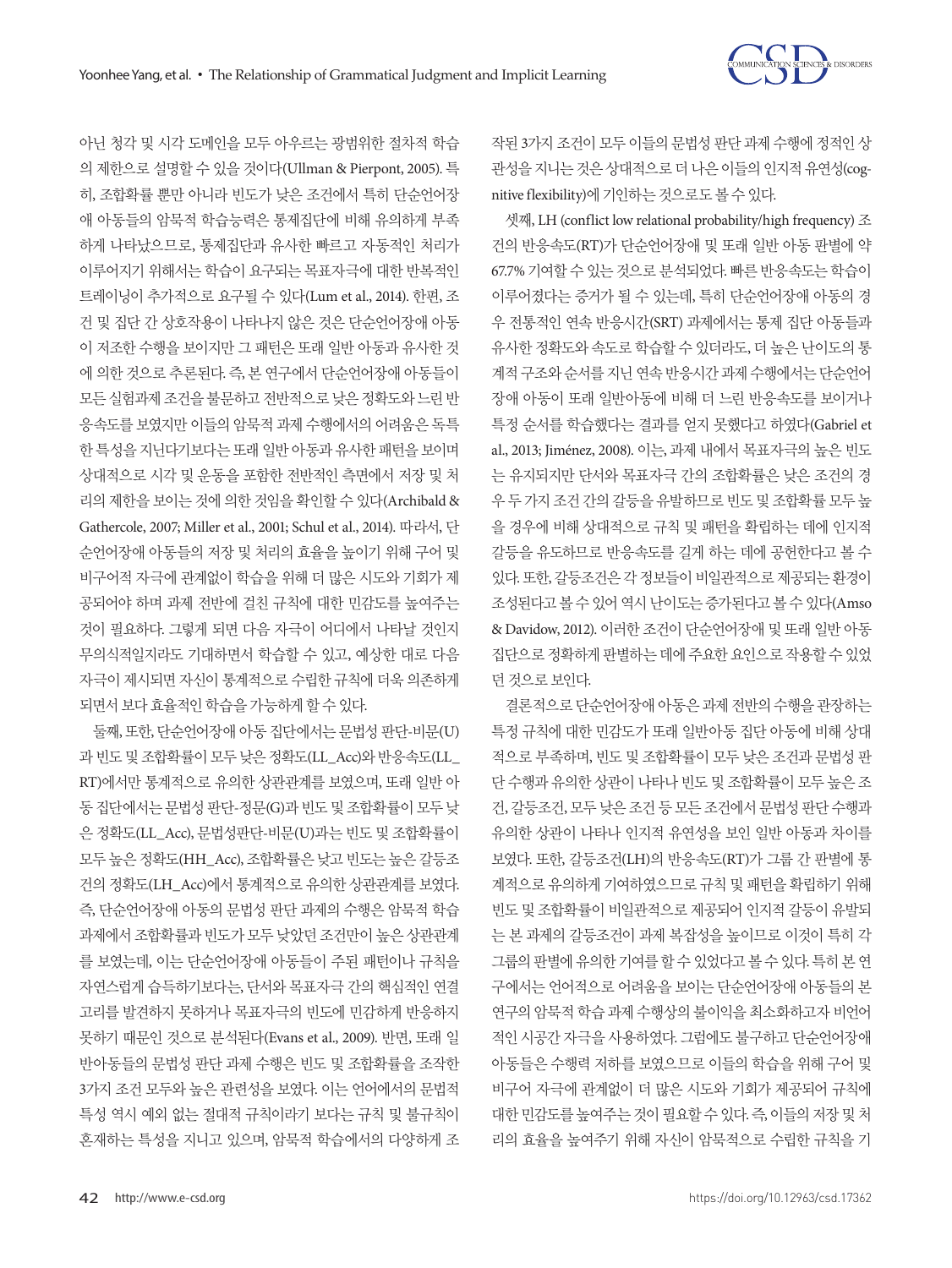아닌 청각 및 시각 도메인을 모두 아우르는 광범위한 절차적 학습의 제한으로 설명할 수 있을 것이다(Ullman & Pierpont, 2005). 특히, 조합확률 뿐만 아니라 빈도가 낮은 조건에서 특히 단순언어장애 아동들의 암묵적 학습능력은 통제집단에 비해 유의하게 부족하게 나타났으므로, 통제집단과 유사한 빠르고 자동적인 처리가 이루어지기 위해서는 학습이 요구되는 목표자극에 대한 반복적인 트레이닝이 추가적으로 요구될 수 있다(Lum et al., 2014). 한편, 조건 및 집단 간 상호작용이 나타나지 않은 것은 단순언어장애 아동이 저조한 수행을 보이지만 그 패턴은 또래 일반 아동과 유사한 것에 의한 것으로 추론된다. 즉, 본 연구에서 단순언어장애 아동들이 모든 실험과제 조건을 불문하고 전반적으로 낮은 정확도와 느린 반응속도를 보였지만 이들의 암묵적 과제 수행에서의 어려움은 독특한 특성을 지닌다기보다는 또래 일반 아동과 유사한 패턴을 보이며 상대적으로 시각 및 운동을 포함한 전반적인 측면에서 저장 및 처리의 제한을 보이는 것에 의한 것임을 확인할 수 있다(Archibald & Gathercole, 2007; Miller et al., 2001; Schul et al., 2014). 따라서, 단순언어장애 아동들의 저장 및 처리의 효율을 높이기 위해 구어 및 비구어적 자극에 관계없이 학습을 위해 더 많은 시도와 기회가 제공되어야 하며 과제 전반에 걸친 규칙에 대한 민감도를 높여주는 것이 필요하다. 그렇게 되면 다음 자극이 어디에서 나타날 것인지 무의식적일지라도 기대하면서 학습할 수 있고, 예상한 대로 다음 자극이 제시되면 자신이 통계적으로 수립한 규칙에 더욱 의존하게 되면서 보다 효율적인 학습을 가능하게 할 수 있다.

둘째, 또한, 단순언어장애 아동 집단에서는 문법성 판단-비문(U)과 빈도 및 조합확률이 모두 낮은 정확도(LL_Acc)와 반응속도(LL_RT)에서만 통계적으로 유의한 상관관계를 보였으며, 또래 일반 아동 집단에서는 문법성 판단-정문(G)과 빈도 및 조합확률이 모두 낮은 정확도(LL_Acc), 문법성판단-비문(U)과는 빈도 및 조합확률이 모두 높은 정확도(HH_Acc), 조합확률은 낮고 빈도는 높은 갈등조건의 정확도(LH_Acc)에서 통계적으로 유의한 상관관계를 보였다. 즉, 단순언어장애 아동의 문법성 판단 과제의 수행은 암묵적 학습 과제에서 조합확률과 빈도가 모두 낮았던 조건만이 높은 상관관계를 보였는데, 이는 단순언어장애 아동들이 주된 패턴이나 규칙을 자연스럽게 습득하기보다는, 단서와 목표자극 간의 핵심적인 연결고리를 발견하지 못하거나 목표자극의 빈도에 민감하게 반응하지 못하기 때문인 것으로 분석된다(Evans et al., 2009). 반면, 또래 일반아동들의 문법성 판단 과제 수행은 빈도 및 조합확률을 조작한 3가지 조건 모두와 높은 관련성을 보였다. 이는 언어에서의 문법적 특성 역시 예외 없는 절대적 규칙이라기 보다는 규칙 및 불규칙이 혼재하는 특성을 지니고 있으며, 암묵적 학습에서의 다양하게 조작된 3가지 조건이 모두 이들의 문법성 판단 과제 수행에 정적인 상관성을 지니는 것은 상대적으로 더 나은 이들의 인지적 유연성(cognitive flexibility)에 기인하는 것으로도 볼 수 있다.

셋째, LH (conflict low relational probability/high frequency) 조건의 반응속도(RT)가 단순언어장애 및 또래 일반 아동 판별에 약 67.7% 기여할 수 있는 것으로 분석되었다. 빠른 반응속도는 학습이 이루어졌다는 증거가 될 수 있는데, 특히 단순언어장애 아동의 경우 전통적인 연속 반응시간(SRT) 과제에서는 통제 집단 아동들과 유사한 정확도와 속도로 학습할 수 있더라도, 더 높은 난이도의 통계적 구조와 순서를 지닌 연속 반응시간 과제 수행에서는 단순언어장애 아동이 또래 일반아동에 비해 더 느린 반응속도를 보이거나 특정 순서를 학습했다는 결과를 얻지 못했다고 하였다(Gabriel et al., 2013; Jiménez, 2008). 이는, 과제 내에서 목표자극의 높은 빈도는 유지되지만 단서와 목표자극 간의 조합확률은 낮은 조건의 경우 두 가지 조건 간의 갈등을 유발하므로 빈도 및 조합확률 모두 높을 경우에 비해 상대적으로 규칙 및 패턴을 확립하는 데에 인지적 갈등을 유도하므로 반응속도를 길게 하는 데에 공헌한다고 볼 수 있다. 또한, 갈등조건은 각 정보들이 비일관적으로 제공되는 환경이 조성된다고 볼 수 있어 역시 난이도는 증가된다고 볼 수 있다(Amso & Davidow, 2012). 이러한 조건이 단순언어장애 및 또래 일반 아동 집단으로 정확하게 판별하는 데에 주요한 요인으로 작용할 수 있었던 것으로 보인다.

결론적으로 단순언어장애 아동은 과제 전반의 수행을 관장하는 특정 규칙에 대한 민감도가 또래 일반아동 집단 아동에 비해 상대적으로 부족하며, 빈도 및 조합확률이 모두 낮은 조건과 문법성 판단 수행과 유의한 상관이 나타나 빈도 및 조합확률이 모두 높은 조건, 갈등조건, 모두 낮은 조건 등 모든 조건에서 문법성 판단 수행과 유의한 상관이 나타나 인지적 유연성을 보인 일반 아동과 차이를 보였다. 또한, 갈등조건(LH)의 반응속도(RT)가 그룹 간 판별에 통계적으로 유의하게 기여하였으므로 규칙 및 패턴을 확립하기 위해 빈도 및 조합확률이 비일관적으로 제공되어 인지적 갈등이 유발되는 본 과제의 갈등조건이 과제 복잡성을 높이므로 이것이 특히 각 그룹의 판별에 유의한 기여를 할 수 있었다고 볼 수 있다. 특히 본 연구에서는 언어적으로 어려움을 보이는 단순언어장애 아동들의 본 연구의 암묵적 학습 과제 수행상의 불이익을 최소화하고자 비언어적인 시공간 자극을 사용하였다. 그럼에도 불구하고 단순언어장애 아동들은 수행력 저하를 보였으므로 이들의 학습을 위해 구어 및 비구어 자극에 관계없이 더 많은 시도와 기회가 제공되어 규칙에 대한 민감도를 높여주는 것이 필요할 수 있다. 즉, 이들의 저장 및 처리의 효율을 높여주기 위해 자신이 암묵적으로 수립한 규칙을 기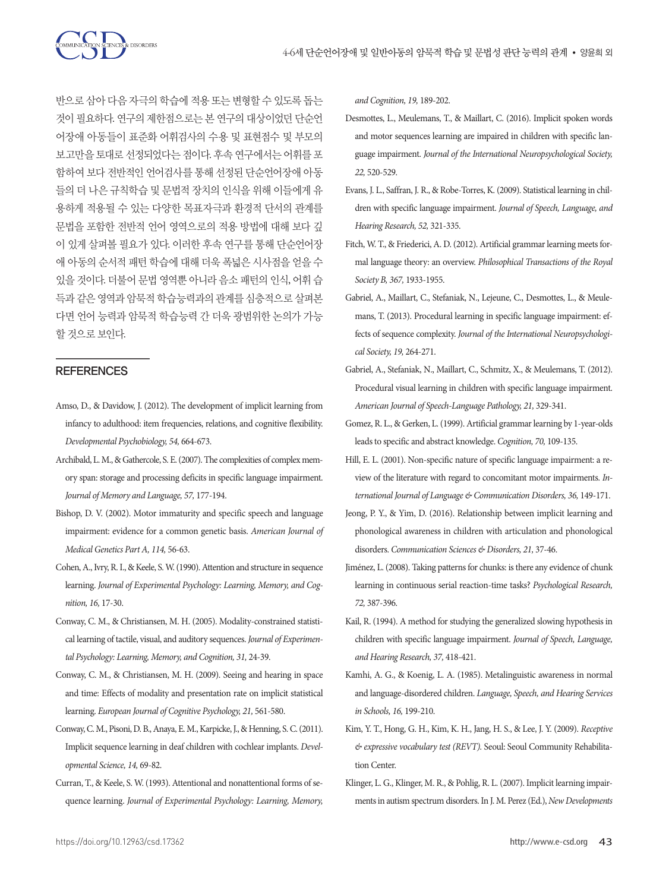반으로 삼아 다음 자극의 학습에 적용 또는 변형할 수 있도록 돕는 것이 필요하다. 연구의 제한점으로는 본 연구의 대상이었던 단순언어장애 아동들이 표준화 어휘검사의 수용 및 표현점수 및 부모의 보고만을 토대로 선정되었다는 점이다. 후속 연구에서는 어휘를 포함하여 보다 전반적인 언어검사를 통해 선정된 단순언어장애 아동들의 더 나은 규칙학습 및 문법적 장치의 인식을 위해 이들에게 유용하게 적용될 수 있는 다양한 목표자극과 환경적 단서의 관계를 문법을 포함한 전반적 언어 영역으로의 적용 방법에 대해 보다 깊이 있게 살펴볼 필요가 있다. 이러한 후속 연구를 통해 단순언어장애 아동의 순서적 패턴 학습에 대해 더욱 폭넓은 시사점을 얻을 수 있을 것이다. 더불어 문법 영역뿐 아니라 음소 패턴의 인식, 어휘 습득과 같은 영역과 암묵적 학습능력과의 관계를 심층적으로 살펴본다면 언어 능력과 암묵적 학습능력 간 더욱 광범위한 논의가 가능할 것으로 보인다.

## REFERENCES

Amso, D., & Davidow, J. (2012). The development of implicit learning from infancy to adulthood: item frequencies, relations, and cognitive flexibility. *Developmental Psychobiology, 54,* 664-673.

Archibald, L. M., & Gathercole, S. E. (2007). The complexities of complex memory span: storage and processing deficits in specific language impairment. *Journal of Memory and Language, 57,* 177-194.

Bishop, D. V. (2002). Motor immaturity and specific speech and language impairment: evidence for a common genetic basis. *American Journal of Medical Genetics Part A, 114,* 56-63.

Cohen, A., Ivry, R. I., & Keele, S. W. (1990). Attention and structure in sequence learning. *Journal of Experimental Psychology: Learning, Memory, and Cognition, 16,* 17-30.

Conway, C. M., & Christiansen, M. H. (2005). Modality-constrained statistical learning of tactile, visual, and auditory sequences. *Journal of Experimental Psychology: Learning, Memory, and Cognition, 31,* 24-39.

Conway, C. M., & Christiansen, M. H. (2009). Seeing and hearing in space and time: Effects of modality and presentation rate on implicit statistical learning. *European Journal of Cognitive Psychology, 21,* 561-580.

Conway, C. M., Pisoni, D. B., Anaya, E. M., Karpicke, J., & Henning, S. C. (2011). Implicit sequence learning in deaf children with cochlear implants. *Developmental Science, 14,* 69-82.

Curran, T., & Keele, S. W. (1993). Attentional and nonattentional forms of sequence learning. *Journal of Experimental Psychology: Learning, Memory, and Cognition, 19,* 189-202.

Desmottes, L., Meulemans, T., & Maillart, C. (2016). Implicit spoken words and motor sequences learning are impaired in children with specific language impairment. *Journal of the International Neuropsychological Society, 22,* 520-529.

Evans, J. L., Saffran, J. R., & Robe-Torres, K. (2009). Statistical learning in children with specific language impairment. *Journal of Speech, Language, and Hearing Research, 52,* 321-335.

Fitch, W. T., & Friederici, A. D. (2012). Artificial grammar learning meets formal language theory: an overview. *Philosophical Transactions of the Royal Society B, 367,* 1933-1955.

Gabriel, A., Maillart, C., Stefaniak, N., Lejeune, C., Desmottes, L., & Meulemans, T. (2013). Procedural learning in specific language impairment: effects of sequence complexity. *Journal of the International Neuropsychological Society, 19,* 264-271.

Gabriel, A., Stefaniak, N., Maillart, C., Schmitz, X., & Meulemans, T. (2012). Procedural visual learning in children with specific language impairment. *American Journal of Speech-Language Pathology, 21,* 329-341.

Gomez, R. L., & Gerken, L. (1999). Artificial grammar learning by 1-year-olds leads to specific and abstract knowledge. *Cognition, 70,* 109-135.

Hill, E. L. (2001). Non-specific nature of specific language impairment: a review of the literature with regard to concomitant motor impairments. *International Journal of Language & Communication Disorders, 36,* 149-171.

Jeong, P. Y., & Yim, D. (2016). Relationship between implicit learning and phonological awareness in children with articulation and phonological disorders. *Communication Sciences & Disorders, 21,* 37-46.

Jiménez, L. (2008). Taking patterns for chunks: is there any evidence of chunk learning in continuous serial reaction-time tasks? *Psychological Research, 72,* 387-396.

Kail, R. (1994). A method for studying the generalized slowing hypothesis in children with specific language impairment. *Journal of Speech, Language, and Hearing Research, 37,* 418-421.

Kamhi, A. G., & Koenig, L. A. (1985). Metalinguistic awareness in normal and language-disordered children. *Language, Speech, and Hearing Services in Schools, 16,* 199-210.

Kim, Y. T., Hong, G. H., Kim, K. H., Jang, H. S., & Lee, J. Y. (2009). *Receptive & expressive vocabulary test (REVT).* Seoul: Seoul Community Rehabilitation Center.

Klinger, L. G., Klinger, M. R., & Pohlig, R. L. (2007). Implicit learning impairments in autism spectrum disorders. In J. M. Perez (Ed.), *New Developments*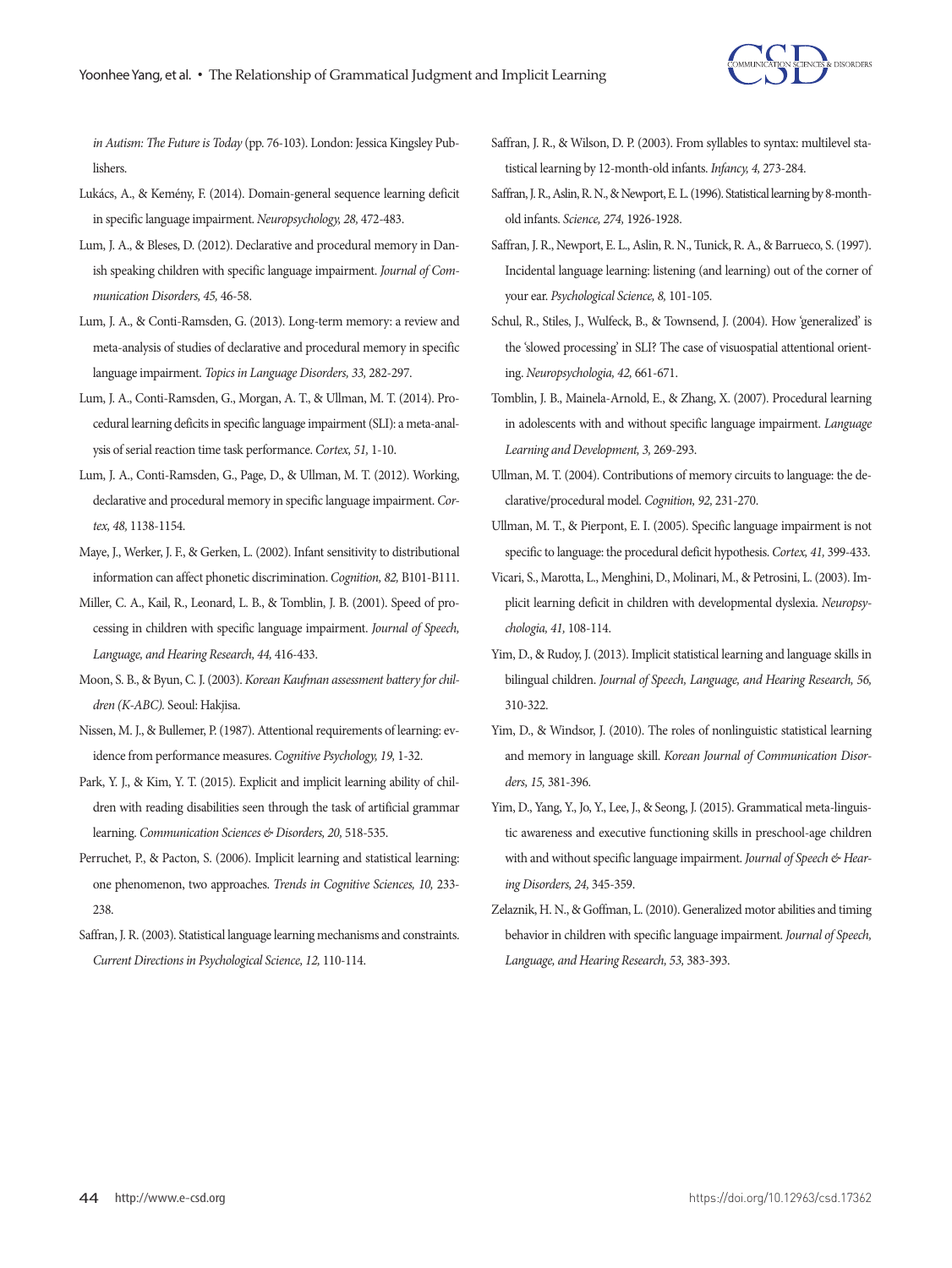*in Autism: The Future is Today* (pp. 76-103). London: Jessica Kingsley Publishers.

Lukács, A., & Kemény, F. (2014). Domain-general sequence learning deficit in specific language impairment. *Neuropsychology, 28,* 472-483.

Lum, J. A., & Bleses, D. (2012). Declarative and procedural memory in Danish speaking children with specific language impairment. *Journal of Communication Disorders, 45,* 46-58.

Lum, J. A., & Conti-Ramsden, G. (2013). Long-term memory: a review and meta-analysis of studies of declarative and procedural memory in specific language impairment. *Topics in Language Disorders, 33,* 282-297.

Lum, J. A., Conti-Ramsden, G., Morgan, A. T., & Ullman, M. T. (2014). Procedural learning deficits in specific language impairment (SLI): a meta-analysis of serial reaction time task performance. *Cortex, 51,* 1-10.

Lum, J. A., Conti-Ramsden, G., Page, D., & Ullman, M. T. (2012). Working, declarative and procedural memory in specific language impairment. *Cortex, 48,* 1138-1154.

Maye, J., Werker, J. F., & Gerken, L. (2002). Infant sensitivity to distributional information can affect phonetic discrimination. *Cognition, 82,* B101-B111.

Miller, C. A., Kail, R., Leonard, L. B., & Tomblin, J. B. (2001). Speed of processing in children with specific language impairment. *Journal of Speech, Language, and Hearing Research, 44,* 416-433.

Moon, S. B., & Byun, C. J. (2003). *Korean Kaufman assessment battery for children (K-ABC).* Seoul: Hakjisa.

Nissen, M. J., & Bullemer, P. (1987). Attentional requirements of learning: evidence from performance measures. *Cognitive Psychology, 19,* 1-32.

Park, Y. J., & Kim, Y. T. (2015). Explicit and implicit learning ability of children with reading disabilities seen through the task of artificial grammar learning. *Communication Sciences & Disorders, 20,* 518-535.

Perruchet, P., & Pacton, S. (2006). Implicit learning and statistical learning: one phenomenon, two approaches. *Trends in Cognitive Sciences, 10,* 233-238.

Saffran, J. R. (2003). Statistical language learning mechanisms and constraints. *Current Directions in Psychological Science, 12,* 110-114.

Saffran, J. R., & Wilson, D. P. (2003). From syllables to syntax: multilevel statistical learning by 12-month-old infants. *Infancy, 4,* 273-284.

Saffran, J. R., Aslin, R. N., & Newport, E. L. (1996). Statistical learning by 8-month-old infants. *Science, 274,* 1926-1928.

Saffran, J. R., Newport, E. L., Aslin, R. N., Tunick, R. A., & Barrueco, S. (1997). Incidental language learning: listening (and learning) out of the corner of your ear. *Psychological Science, 8,* 101-105.

Schul, R., Stiles, J., Wulfeck, B., & Townsend, J. (2004). How 'generalized' is the 'slowed processing' in SLI? The case of visuospatial attentional orienting. *Neuropsychologia, 42,* 661-671.

Tomblin, J. B., Mainela-Arnold, E., & Zhang, X. (2007). Procedural learning in adolescents with and without specific language impairment. *Language Learning and Development, 3,* 269-293.

Ullman, M. T. (2004). Contributions of memory circuits to language: the declarative/procedural model. *Cognition, 92,* 231-270.

Ullman, M. T., & Pierpont, E. I. (2005). Specific language impairment is not specific to language: the procedural deficit hypothesis. *Cortex, 41,* 399-433.

Vicari, S., Marotta, L., Menghini, D., Molinari, M., & Petrosini, L. (2003). Implicit learning deficit in children with developmental dyslexia. *Neuropsychologia, 41,* 108-114.

Yim, D., & Rudoy, J. (2013). Implicit statistical learning and language skills in bilingual children. *Journal of Speech, Language, and Hearing Research, 56,* 310-322.

Yim, D., & Windsor, J. (2010). The roles of nonlinguistic statistical learning and memory in language skill. *Korean Journal of Communication Disorders, 15,* 381-396.

Yim, D., Yang, Y., Jo, Y., Lee, J., & Seong, J. (2015). Grammatical meta-linguistic awareness and executive functioning skills in preschool-age children with and without specific language impairment. *Journal of Speech & Hearing Disorders, 24,* 345-359.

Zelaznik, H. N., & Goffman, L. (2010). Generalized motor abilities and timing behavior in children with specific language impairment. *Journal of Speech, Language, and Hearing Research, 53,* 383-393.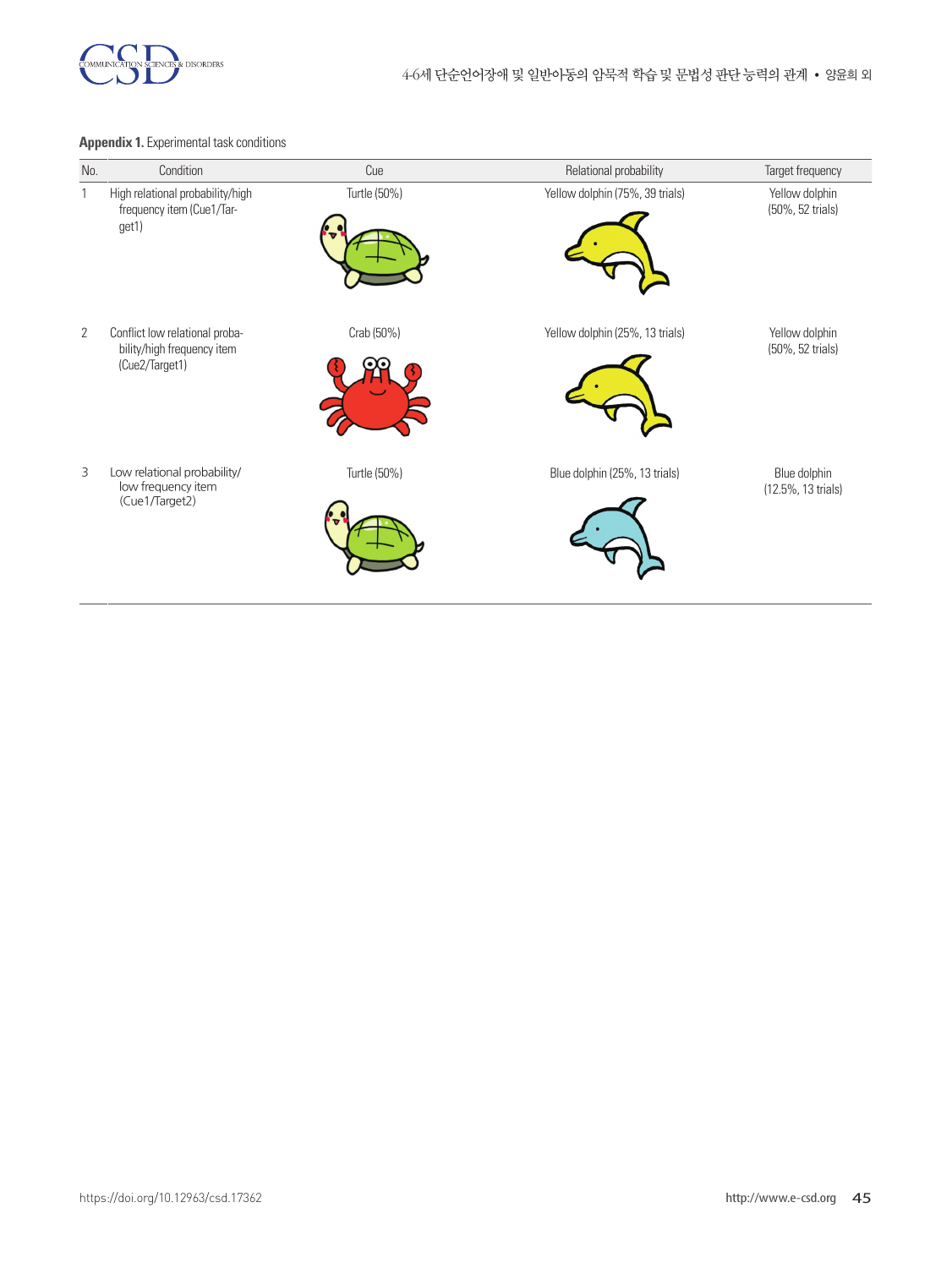**Appendix 1.** Experimental task conditions

| No. | Condition | Cue | Relational probability | Target frequency |
|---|---|---|---|---|
| 1 | High relational probability/high frequency item (Cue1/Target1) | Turtle (50%) | Yellow dolphin (75%, 39 trials) | Yellow dolphin (50%, 52 trials) |
| 2 | Conflict low relational probability/high frequency item (Cue2/Target1) | Crab (50%) | Yellow dolphin (25%, 13 trials) | Yellow dolphin (50%, 52 trials) |
| 3 | Low relational probability/low frequency item (Cue1/Target2) | Turtle (50%) | Blue dolphin (25%, 13 trials) | Blue dolphin (12.5%, 13 trials) |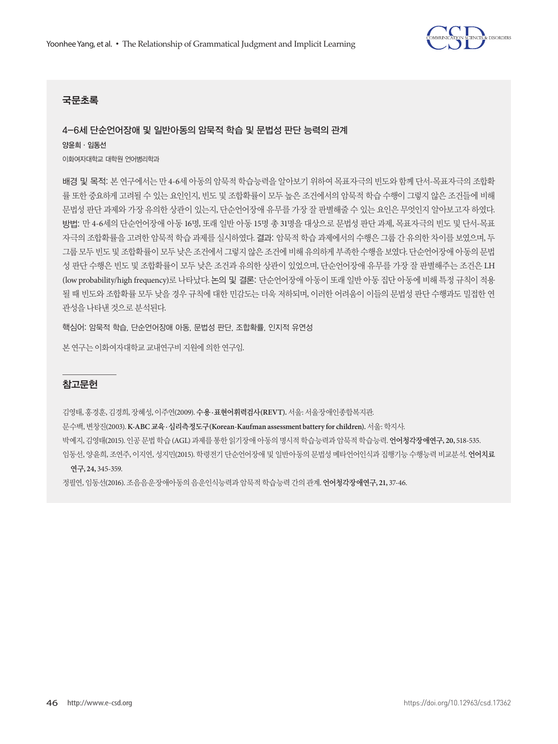## 국문초록

### 4–6세 단순언어장애 및 일반아동의 암묵적 학습 및 문법성 판단 능력의 관계

**양윤희 · 임동선**

이화여자대학교 대학원 언어병리학과

**배경 및 목적:** 본 연구에서는 만 4-6세 아동의 암묵적 학습능력을 알아보기 위하여 목표자극의 빈도와 함께 단서-목표자극의 조합확률 또한 중요하게 고려될 수 있는 요인인지, 빈도 및 조합확률이 모두 높은 조건에서의 암묵적 학습 수행이 그렇지 않은 조건들에 비해 문법성 판단 과제와 가장 유의한 상관이 있는지, 단순언어장애 유무를 가장 잘 판별해줄 수 있는 요인은 무엇인지 알아보고자 하였다. **방법:** 만 4-6세의 단순언어장애 아동 16명, 또래 일반 아동 15명 총 31명을 대상으로 문법성 판단 과제, 목표자극의 빈도 및 단서-목표자극의 조합확률을 고려한 암묵적 학습 과제를 실시하였다. **결과:** 암묵적 학습 과제에서의 수행은 그룹 간 유의한 차이를 보였으며, 두 그룹 모두 빈도 및 조합확률이 모두 낮은 조건에서 그렇지 않은 조건에 비해 유의하게 부족한 수행을 보였다. 단순언어장애 아동의 문법성 판단 수행은 빈도 및 조합확률이 모두 낮은 조건과 유의한 상관이 있었으며, 단순언어장애 유무를 가장 잘 판별해주는 조건은 LH (low probability/high frequency)로 나타났다. **논의 및 결론:** 단순언어장애 아동이 또래 일반 아동 집단 아동에 비해 특정 규칙이 적용될 때 빈도와 조합확률 모두 낮을 경우 규칙에 대한 민감도는 더욱 저하되며, 이러한 어려움이 이들의 문법성 판단 수행과도 밀접한 연관성을 나타낸 것으로 분석된다.

핵심어: 암묵적 학습, 단순언어장애 아동, 문법성 판단, 조합확률, 인지적 유연성

본 연구는 이화여자대학교 교내연구비 지원에 의한 연구임.

## 참고문헌

김영태, 홍경훈, 김경희, 장혜성, 이주연(2009). **수용·표현어휘력검사(REVT)**. 서울: 서울장애인종합복지관.

문수백, 변창진(2003). **K-ABC 교육·심리측정도구(Korean-Kaufman assessment battery for children)**. 서울: 학지사.

박예지, 김영태(2015). 인공 문법 학습 (AGL) 과제를 통한 읽기장애 아동의 명시적 학습능력과 암묵적 학습능력. **언어청각장애연구, 20,** 518-535.

임동선, 양윤희, 조연주, 이지연, 성지민(2015). 학령전기 단순언어장애 및 일반아동의 문법성 메타언어인식과 집행기능 수행능력 비교분석. **언어치료연구, 24,** 345-359.

정필연, 임동선(2016). 조음음운장애아동의 음운인식능력과 암묵적 학습능력 간의 관계. **언어청각장애연구, 21,** 37-46.